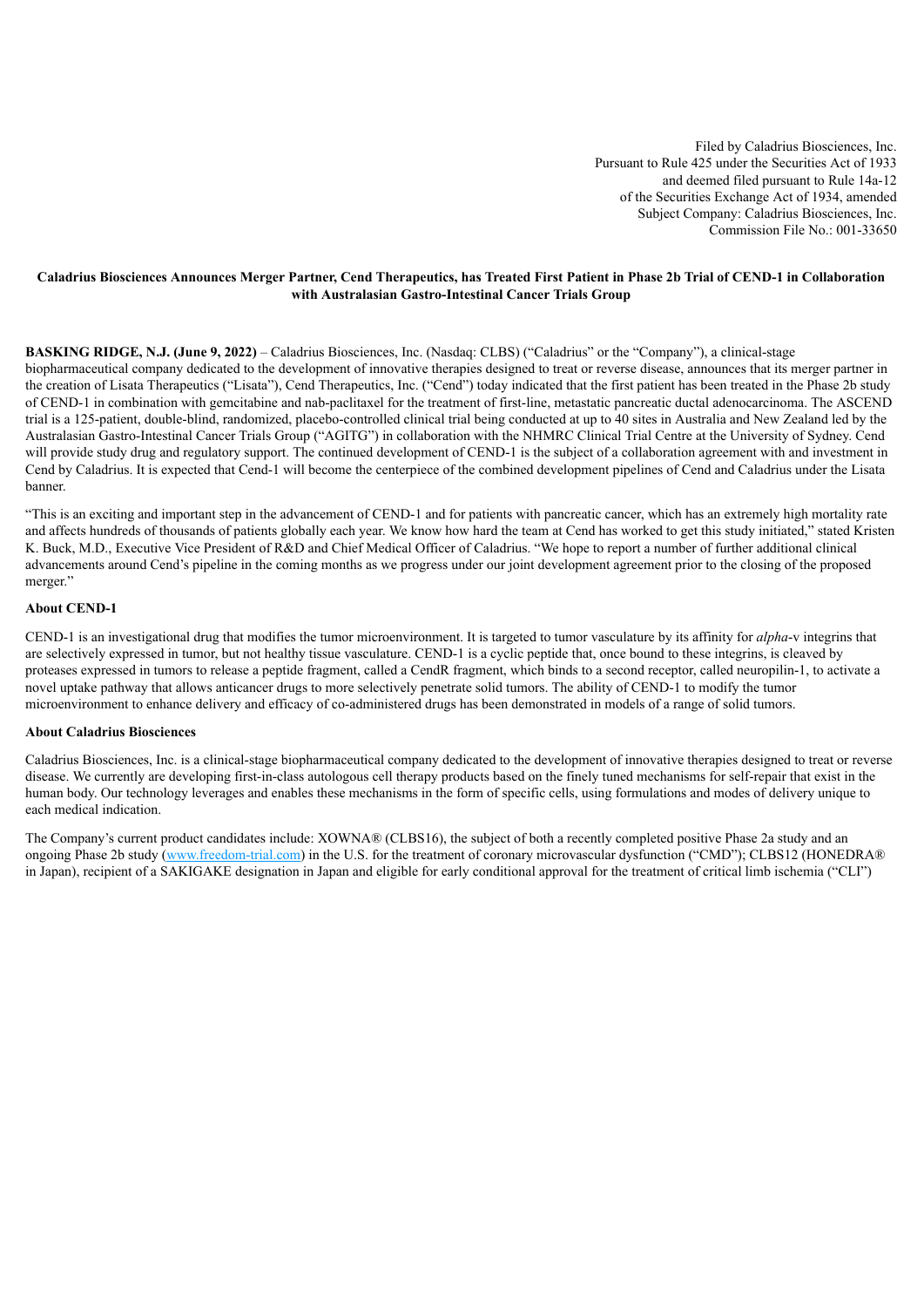Filed by Caladrius Biosciences, Inc.
Pursuant to Rule 425 under the Securities Act of 1933
and deemed filed pursuant to Rule 14a-12
of the Securities Exchange Act of 1934, amended
Subject Company: Caladrius Biosciences, Inc.
Commission File No.: 001-33650

## Caladrius Biosciences Announces Merger Partner, Cend Therapeutics, has Treated First Patient in Phase 2b Trial of CEND-1 in Collaboration with Australasian Gastro-Intestinal Cancer Trials Group

**BASKING RIDGE, N.J. (June 9, 2022)** – Caladrius Biosciences, Inc. (Nasdaq: CLBS) ("Caladrius" or the "Company"), a clinical-stage biopharmaceutical company dedicated to the development of innovative therapies designed to treat or reverse disease, announces that its merger partner in the creation of Lisata Therapeutics ("Lisata"), Cend Therapeutics, Inc. ("Cend") today indicated that the first patient has been treated in the Phase 2b study of CEND-1 in combination with gemcitabine and nab-paclitaxel for the treatment of first-line, metastatic pancreatic ductal adenocarcinoma. The ASCEND trial is a 125-patient, double-blind, randomized, placebo-controlled clinical trial being conducted at up to 40 sites in Australia and New Zealand led by the Australasian Gastro-Intestinal Cancer Trials Group ("AGITG") in collaboration with the NHMRC Clinical Trial Centre at the University of Sydney. Cend will provide study drug and regulatory support. The continued development of CEND-1 is the subject of a collaboration agreement with and investment in Cend by Caladrius. It is expected that Cend-1 will become the centerpiece of the combined development pipelines of Cend and Caladrius under the Lisata banner.

"This is an exciting and important step in the advancement of CEND-1 and for patients with pancreatic cancer, which has an extremely high mortality rate and affects hundreds of thousands of patients globally each year. We know how hard the team at Cend has worked to get this study initiated," stated Kristen K. Buck, M.D., Executive Vice President of R&D and Chief Medical Officer of Caladrius. "We hope to report a number of further additional clinical advancements around Cend's pipeline in the coming months as we progress under our joint development agreement prior to the closing of the proposed merger."

**About CEND-1**

CEND-1 is an investigational drug that modifies the tumor microenvironment. It is targeted to tumor vasculature by its affinity for *alpha*-v integrins that are selectively expressed in tumor, but not healthy tissue vasculature. CEND-1 is a cyclic peptide that, once bound to these integrins, is cleaved by proteases expressed in tumors to release a peptide fragment, called a CendR fragment, which binds to a second receptor, called neuropilin-1, to activate a novel uptake pathway that allows anticancer drugs to more selectively penetrate solid tumors. The ability of CEND-1 to modify the tumor microenvironment to enhance delivery and efficacy of co-administered drugs has been demonstrated in models of a range of solid tumors.

**About Caladrius Biosciences**

Caladrius Biosciences, Inc. is a clinical-stage biopharmaceutical company dedicated to the development of innovative therapies designed to treat or reverse disease. We currently are developing first-in-class autologous cell therapy products based on the finely tuned mechanisms for self-repair that exist in the human body. Our technology leverages and enables these mechanisms in the form of specific cells, using formulations and modes of delivery unique to each medical indication.

The Company's current product candidates include: XOWNA® (CLBS16), the subject of both a recently completed positive Phase 2a study and an ongoing Phase 2b study (www.freedom-trial.com) in the U.S. for the treatment of coronary microvascular dysfunction ("CMD"); CLBS12 (HONEDRA® in Japan), recipient of a SAKIGAKE designation in Japan and eligible for early conditional approval for the treatment of critical limb ischemia ("CLI")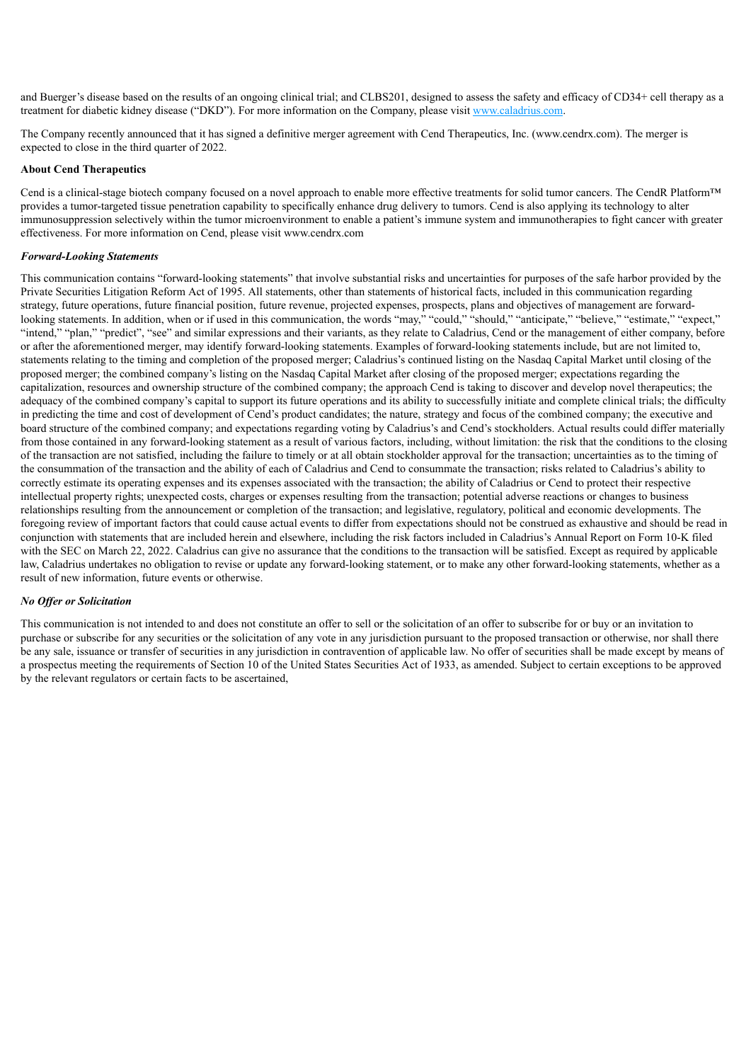and Buerger's disease based on the results of an ongoing clinical trial; and CLBS201, designed to assess the safety and efficacy of CD34+ cell therapy as a treatment for diabetic kidney disease ("DKD"). For more information on the Company, please visit [www.caladrius.com](http://www.caladrius.com).

The Company recently announced that it has signed a definitive merger agreement with Cend Therapeutics, Inc. (www.cendrx.com). The merger is expected to close in the third quarter of 2022.

**About Cend Therapeutics**

Cend is a clinical-stage biotech company focused on a novel approach to enable more effective treatments for solid tumor cancers. The CendR Platform™ provides a tumor-targeted tissue penetration capability to specifically enhance drug delivery to tumors. Cend is also applying its technology to alter immunosuppression selectively within the tumor microenvironment to enable a patient's immune system and immunotherapies to fight cancer with greater effectiveness. For more information on Cend, please visit www.cendrx.com

***Forward-Looking Statements***

This communication contains "forward-looking statements" that involve substantial risks and uncertainties for purposes of the safe harbor provided by the Private Securities Litigation Reform Act of 1995. All statements, other than statements of historical facts, included in this communication regarding strategy, future operations, future financial position, future revenue, projected expenses, prospects, plans and objectives of management are forward-looking statements. In addition, when or if used in this communication, the words "may," "could," "should," "anticipate," "believe," "estimate," "expect," "intend," "plan," "predict", "see" and similar expressions and their variants, as they relate to Caladrius, Cend or the management of either company, before or after the aforementioned merger, may identify forward-looking statements. Examples of forward-looking statements include, but are not limited to, statements relating to the timing and completion of the proposed merger; Caladrius's continued listing on the Nasdaq Capital Market until closing of the proposed merger; the combined company's listing on the Nasdaq Capital Market after closing of the proposed merger; expectations regarding the capitalization, resources and ownership structure of the combined company; the approach Cend is taking to discover and develop novel therapeutics; the adequacy of the combined company's capital to support its future operations and its ability to successfully initiate and complete clinical trials; the difficulty in predicting the time and cost of development of Cend's product candidates; the nature, strategy and focus of the combined company; the executive and board structure of the combined company; and expectations regarding voting by Caladrius's and Cend's stockholders. Actual results could differ materially from those contained in any forward-looking statement as a result of various factors, including, without limitation: the risk that the conditions to the closing of the transaction are not satisfied, including the failure to timely or at all obtain stockholder approval for the transaction; uncertainties as to the timing of the consummation of the transaction and the ability of each of Caladrius and Cend to consummate the transaction; risks related to Caladrius's ability to correctly estimate its operating expenses and its expenses associated with the transaction; the ability of Caladrius or Cend to protect their respective intellectual property rights; unexpected costs, charges or expenses resulting from the transaction; potential adverse reactions or changes to business relationships resulting from the announcement or completion of the transaction; and legislative, regulatory, political and economic developments. The foregoing review of important factors that could cause actual events to differ from expectations should not be construed as exhaustive and should be read in conjunction with statements that are included herein and elsewhere, including the risk factors included in Caladrius's Annual Report on Form 10-K filed with the SEC on March 22, 2022. Caladrius can give no assurance that the conditions to the transaction will be satisfied. Except as required by applicable law, Caladrius undertakes no obligation to revise or update any forward-looking statement, or to make any other forward-looking statements, whether as a result of new information, future events or otherwise.

***No Offer or Solicitation***

This communication is not intended to and does not constitute an offer to sell or the solicitation of an offer to subscribe for or buy or an invitation to purchase or subscribe for any securities or the solicitation of any vote in any jurisdiction pursuant to the proposed transaction or otherwise, nor shall there be any sale, issuance or transfer of securities in any jurisdiction in contravention of applicable law. No offer of securities shall be made except by means of a prospectus meeting the requirements of Section 10 of the United States Securities Act of 1933, as amended. Subject to certain exceptions to be approved by the relevant regulators or certain facts to be ascertained,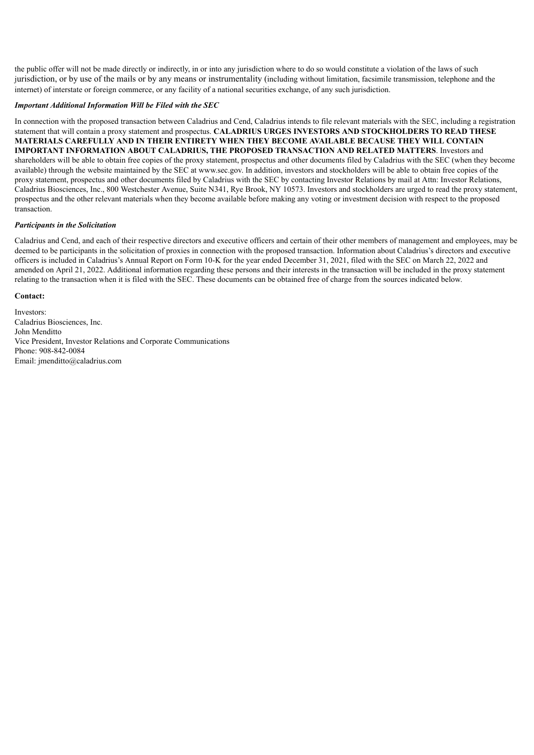the public offer will not be made directly or indirectly, in or into any jurisdiction where to do so would constitute a violation of the laws of such jurisdiction, or by use of the mails or by any means or instrumentality (including without limitation, facsimile transmission, telephone and the internet) of interstate or foreign commerce, or any facility of a national securities exchange, of any such jurisdiction.

***Important Additional Information Will be Filed with the SEC***

In connection with the proposed transaction between Caladrius and Cend, Caladrius intends to file relevant materials with the SEC, including a registration statement that will contain a proxy statement and prospectus. **CALADRIUS URGES INVESTORS AND STOCKHOLDERS TO READ THESE MATERIALS CAREFULLY AND IN THEIR ENTIRETY WHEN THEY BECOME AVAILABLE BECAUSE THEY WILL CONTAIN IMPORTANT INFORMATION ABOUT CALADRIUS, THE PROPOSED TRANSACTION AND RELATED MATTERS**. Investors and shareholders will be able to obtain free copies of the proxy statement, prospectus and other documents filed by Caladrius with the SEC (when they become available) through the website maintained by the SEC at www.sec.gov. In addition, investors and stockholders will be able to obtain free copies of the proxy statement, prospectus and other documents filed by Caladrius with the SEC by contacting Investor Relations by mail at Attn: Investor Relations, Caladrius Biosciences, Inc., 800 Westchester Avenue, Suite N341, Rye Brook, NY 10573. Investors and stockholders are urged to read the proxy statement, prospectus and the other relevant materials when they become available before making any voting or investment decision with respect to the proposed transaction.

***Participants in the Solicitation***

Caladrius and Cend, and each of their respective directors and executive officers and certain of their other members of management and employees, may be deemed to be participants in the solicitation of proxies in connection with the proposed transaction. Information about Caladrius's directors and executive officers is included in Caladrius's Annual Report on Form 10-K for the year ended December 31, 2021, filed with the SEC on March 22, 2022 and amended on April 21, 2022. Additional information regarding these persons and their interests in the transaction will be included in the proxy statement relating to the transaction when it is filed with the SEC. These documents can be obtained free of charge from the sources indicated below.

**Contact:**

Investors:
Caladrius Biosciences, Inc.
John Menditto
Vice President, Investor Relations and Corporate Communications
Phone: 908-842-0084
Email: jmenditto@caladrius.com